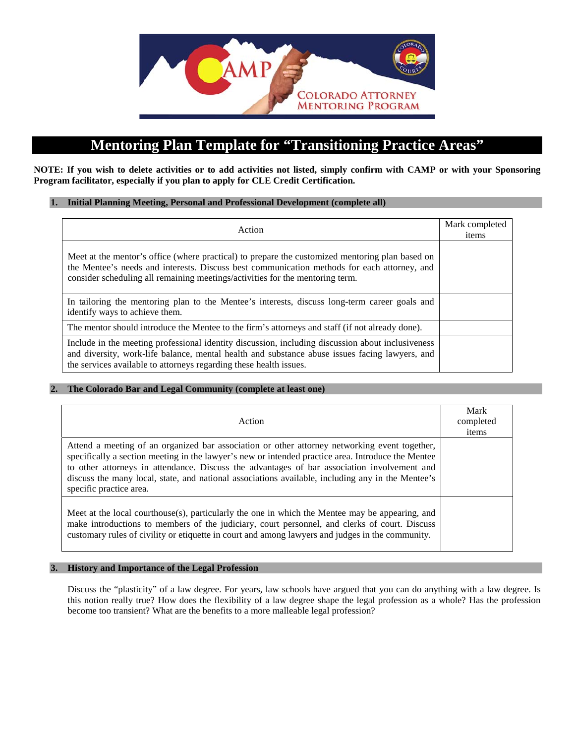# Mentoring Plan Template for "Transitioning Practice Areas"

**NOTE: If you wish to delete activities or to add activities not listed, simply confirm with CAMP or with your Sponsoring Program facilitator, especially if you plan to apply for CLE Credit Certification.**

## 1. Initial Planning Meeting, Personal and Professional Development (complete all)

| Action | Mark completed items |
|---|---|
| Meet at the mentor's office (where practical) to prepare the customized mentoring plan based on the Mentee's needs and interests. Discuss best communication methods for each attorney, and consider scheduling all remaining meetings/activities for the mentoring term. | |
| In tailoring the mentoring plan to the Mentee's interests, discuss long-term career goals and identify ways to achieve them. | |
| The mentor should introduce the Mentee to the firm's attorneys and staff (if not already done). | |
| Include in the meeting professional identity discussion, including discussion about inclusiveness and diversity, work-life balance, mental health and substance abuse issues facing lawyers, and the services available to attorneys regarding these health issues. | |

## 2. The Colorado Bar and Legal Community (complete at least one)

| Action | Mark completed items |
|---|---|
| Attend a meeting of an organized bar association or other attorney networking event together, specifically a section meeting in the lawyer's new or intended practice area. Introduce the Mentee to other attorneys in attendance. Discuss the advantages of bar association involvement and discuss the many local, state, and national associations available, including any in the Mentee's specific practice area. | |
| Meet at the local courthouse(s), particularly the one in which the Mentee may be appearing, and make introductions to members of the judiciary, court personnel, and clerks of court. Discuss customary rules of civility or etiquette in court and among lawyers and judges in the community. | |

## 3. History and Importance of the Legal Profession

Discuss the "plasticity" of a law degree. For years, law schools have argued that you can do anything with a law degree. Is this notion really true? How does the flexibility of a law degree shape the legal profession as a whole? Has the profession become too transient? What are the benefits to a more malleable legal profession?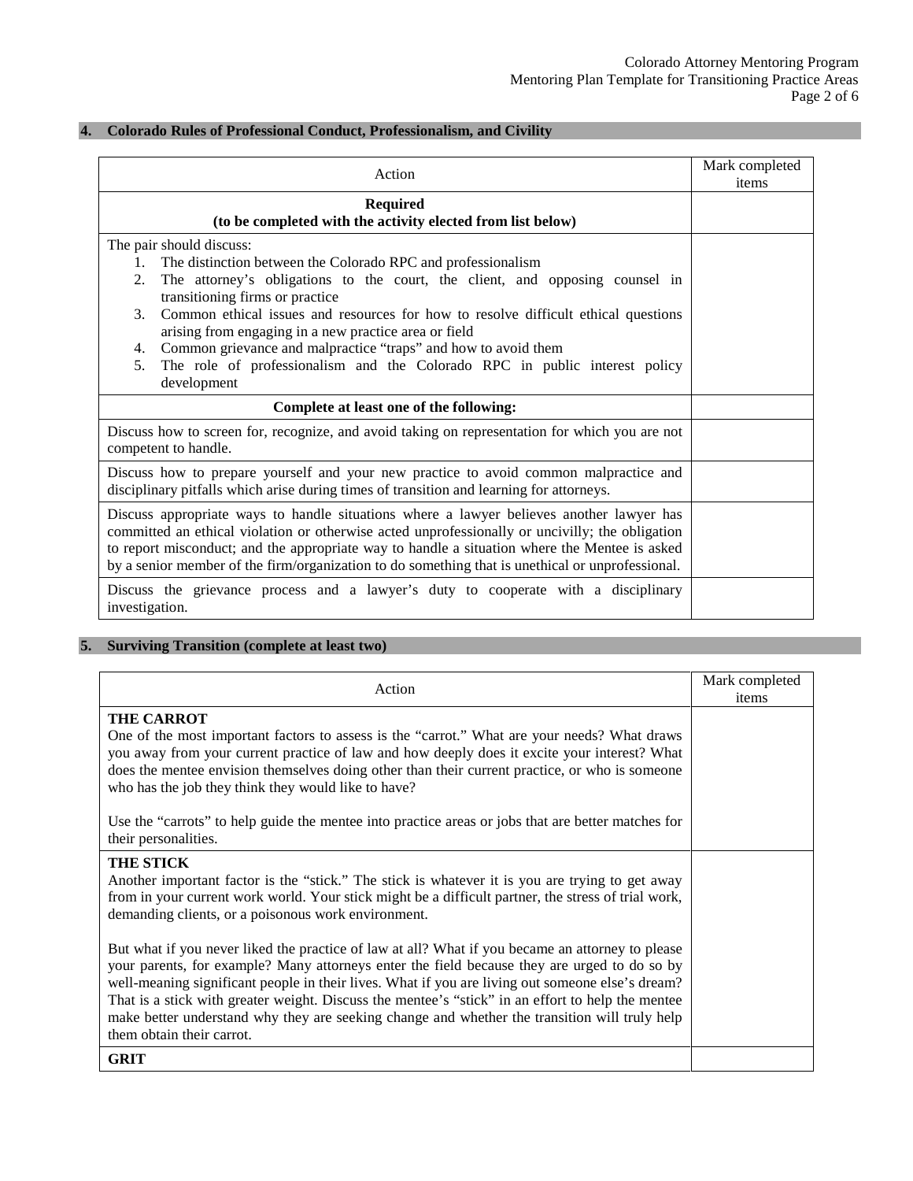## 4. Colorado Rules of Professional Conduct, Professionalism, and Civility

| Action | Mark completed items |
|---|---|
| **Required**<br>**(to be completed with the activity elected from list below)** | |
| The pair should discuss:<br>1. The distinction between the Colorado RPC and professionalism<br>2. The attorney's obligations to the court, the client, and opposing counsel in transitioning firms or practice<br>3. Common ethical issues and resources for how to resolve difficult ethical questions arising from engaging in a new practice area or field<br>4. Common grievance and malpractice "traps" and how to avoid them<br>5. The role of professionalism and the Colorado RPC in public interest policy development | |
| **Complete at least one of the following:** | |
| Discuss how to screen for, recognize, and avoid taking on representation for which you are not competent to handle. | |
| Discuss how to prepare yourself and your new practice to avoid common malpractice and disciplinary pitfalls which arise during times of transition and learning for attorneys. | |
| Discuss appropriate ways to handle situations where a lawyer believes another lawyer has committed an ethical violation or otherwise acted unprofessionally or uncivilly; the obligation to report misconduct; and the appropriate way to handle a situation where the Mentee is asked by a senior member of the firm/organization to do something that is unethical or unprofessional. | |
| Discuss the grievance process and a lawyer's duty to cooperate with a disciplinary investigation. | |

## 5. Surviving Transition (complete at least two)

| Action | Mark completed items |
|---|---|
| **THE CARROT**<br>One of the most important factors to assess is the "carrot." What are your needs? What draws you away from your current practice of law and how deeply does it excite your interest? What does the mentee envision themselves doing other than their current practice, or who is someone who has the job they think they would like to have?<br><br>Use the "carrots" to help guide the mentee into practice areas or jobs that are better matches for their personalities. | |
| **THE STICK**<br>Another important factor is the "stick." The stick is whatever it is you are trying to get away from in your current work world. Your stick might be a difficult partner, the stress of trial work, demanding clients, or a poisonous work environment.<br><br>But what if you never liked the practice of law at all? What if you became an attorney to please your parents, for example? Many attorneys enter the field because they are urged to do so by well-meaning significant people in their lives. What if you are living out someone else's dream? That is a stick with greater weight. Discuss the mentee's "stick" in an effort to help the mentee make better understand why they are seeking change and whether the transition will truly help them obtain their carrot. | |
| **GRIT** | |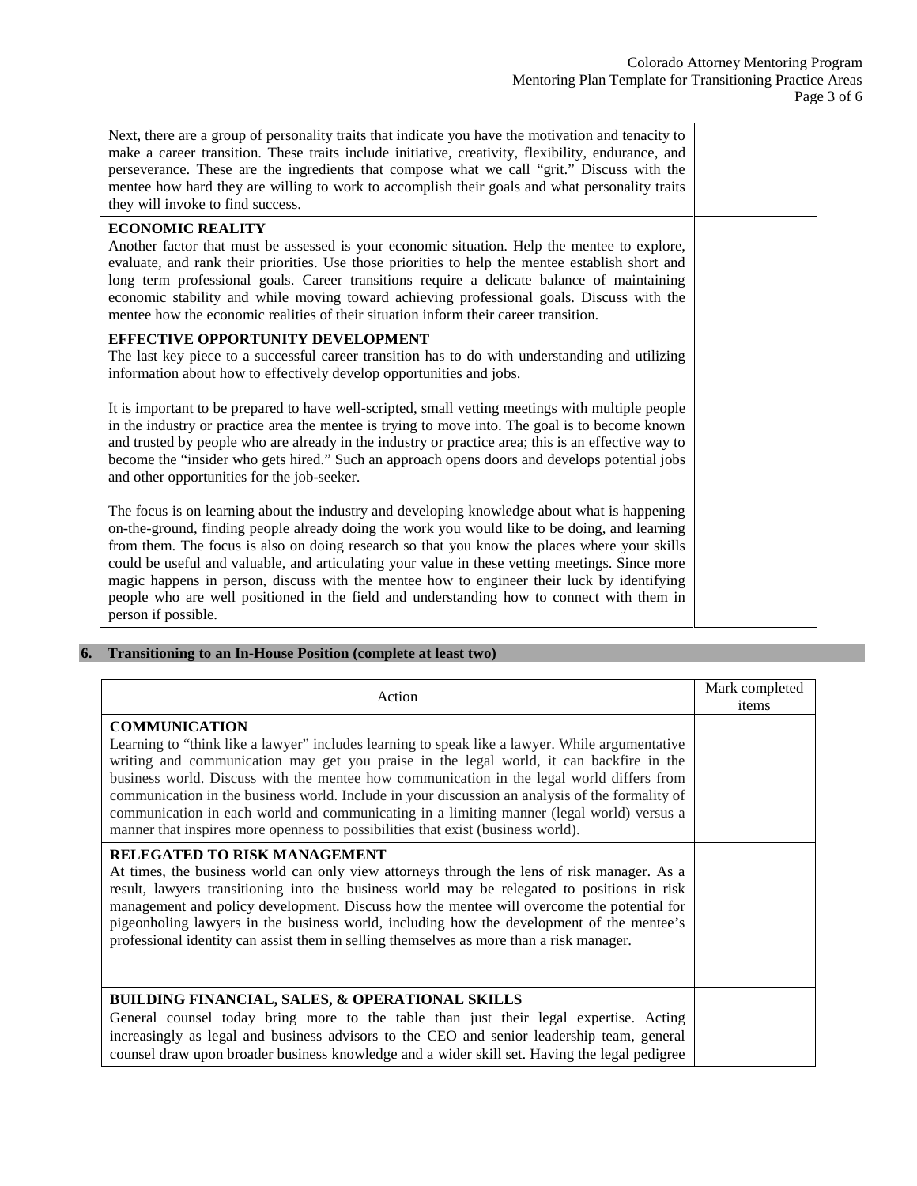| | |
|---|---|
| Next, there are a group of personality traits that indicate you have the motivation and tenacity to make a career transition. These traits include initiative, creativity, flexibility, endurance, and perseverance. These are the ingredients that compose what we call "grit." Discuss with the mentee how hard they are willing to work to accomplish their goals and what personality traits they will invoke to find success. | |
| **ECONOMIC REALITY**<br>Another factor that must be assessed is your economic situation. Help the mentee to explore, evaluate, and rank their priorities. Use those priorities to help the mentee establish short and long term professional goals. Career transitions require a delicate balance of maintaining economic stability and while moving toward achieving professional goals. Discuss with the mentee how the economic realities of their situation inform their career transition. | |
| **EFFECTIVE OPPORTUNITY DEVELOPMENT**<br>The last key piece to a successful career transition has to do with understanding and utilizing information about how to effectively develop opportunities and jobs.<br><br>It is important to be prepared to have well-scripted, small vetting meetings with multiple people in the industry or practice area the mentee is trying to move into. The goal is to become known and trusted by people who are already in the industry or practice area; this is an effective way to become the "insider who gets hired." Such an approach opens doors and develops potential jobs and other opportunities for the job-seeker.<br><br>The focus is on learning about the industry and developing knowledge about what is happening on-the-ground, finding people already doing the work you would like to be doing, and learning from them. The focus is also on doing research so that you know the places where your skills could be useful and valuable, and articulating your value in these vetting meetings. Since more magic happens in person, discuss with the mentee how to engineer their luck by identifying people who are well positioned in the field and understanding how to connect with them in person if possible. | |

## 6. Transitioning to an In-House Position (complete at least two)

| Action | Mark completed items |
|---|---|
| **COMMUNICATION**<br>Learning to "think like a lawyer" includes learning to speak like a lawyer. While argumentative writing and communication may get you praise in the legal world, it can backfire in the business world. Discuss with the mentee how communication in the legal world differs from communication in the business world. Include in your discussion an analysis of the formality of communication in each world and communicating in a limiting manner (legal world) versus a manner that inspires more openness to possibilities that exist (business world). | |
| **RELEGATED TO RISK MANAGEMENT**<br>At times, the business world can only view attorneys through the lens of risk manager. As a result, lawyers transitioning into the business world may be relegated to positions in risk management and policy development. Discuss how the mentee will overcome the potential for pigeonholing lawyers in the business world, including how the development of the mentee's professional identity can assist them in selling themselves as more than a risk manager. | |
| **BUILDING FINANCIAL, SALES, & OPERATIONAL SKILLS**<br>General counsel today bring more to the table than just their legal expertise. Acting increasingly as legal and business advisors to the CEO and senior leadership team, general counsel draw upon broader business knowledge and a wider skill set. Having the legal pedigree | |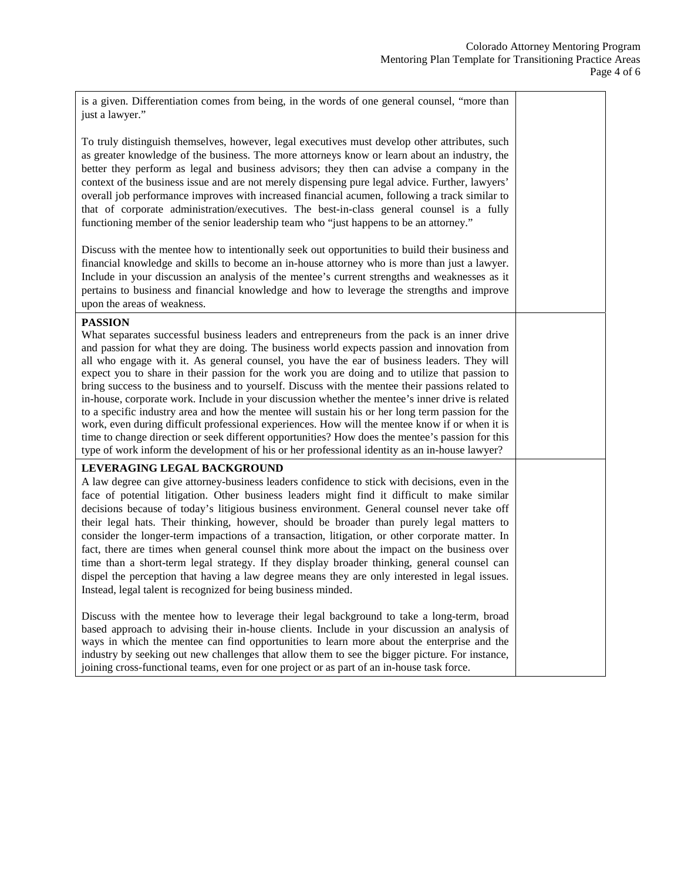| | |
|---|---|
| is a given. Differentiation comes from being, in the words of one general counsel, "more than just a lawyer."<br><br>To truly distinguish themselves, however, legal executives must develop other attributes, such as greater knowledge of the business. The more attorneys know or learn about an industry, the better they perform as legal and business advisors; they then can advise a company in the context of the business issue and are not merely dispensing pure legal advice. Further, lawyers' overall job performance improves with increased financial acumen, following a track similar to that of corporate administration/executives. The best-in-class general counsel is a fully functioning member of the senior leadership team who "just happens to be an attorney."<br><br>Discuss with the mentee how to intentionally seek out opportunities to build their business and financial knowledge and skills to become an in-house attorney who is more than just a lawyer. Include in your discussion an analysis of the mentee's current strengths and weaknesses as it pertains to business and financial knowledge and how to leverage the strengths and improve upon the areas of weakness. | |
| **PASSION**<br>What separates successful business leaders and entrepreneurs from the pack is an inner drive and passion for what they are doing. The business world expects passion and innovation from all who engage with it. As general counsel, you have the ear of business leaders. They will expect you to share in their passion for the work you are doing and to utilize that passion to bring success to the business and to yourself. Discuss with the mentee their passions related to in-house, corporate work. Include in your discussion whether the mentee's inner drive is related to a specific industry area and how the mentee will sustain his or her long term passion for the work, even during difficult professional experiences. How will the mentee know if or when it is time to change direction or seek different opportunities? How does the mentee's passion for this type of work inform the development of his or her professional identity as an in-house lawyer? | |
| **LEVERAGING LEGAL BACKGROUND**<br>A law degree can give attorney-business leaders confidence to stick with decisions, even in the face of potential litigation. Other business leaders might find it difficult to make similar decisions because of today's litigious business environment. General counsel never take off their legal hats. Their thinking, however, should be broader than purely legal matters to consider the longer-term impactions of a transaction, litigation, or other corporate matter. In fact, there are times when general counsel think more about the impact on the business over time than a short-term legal strategy. If they display broader thinking, general counsel can dispel the perception that having a law degree means they are only interested in legal issues. Instead, legal talent is recognized for being business minded.<br><br>Discuss with the mentee how to leverage their legal background to take a long-term, broad based approach to advising their in-house clients. Include in your discussion an analysis of ways in which the mentee can find opportunities to learn more about the enterprise and the industry by seeking out new challenges that allow them to see the bigger picture. For instance, joining cross-functional teams, even for one project or as part of an in-house task force. | |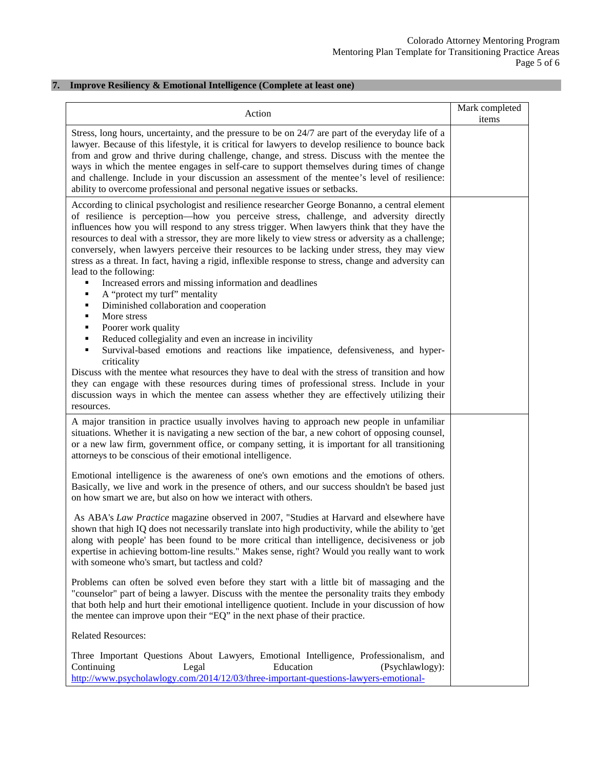## 7. Improve Resiliency & Emotional Intelligence (Complete at least one)

| Action | Mark completed items |
|---|---|
| Stress, long hours, uncertainty, and the pressure to be on 24/7 are part of the everyday life of a lawyer. Because of this lifestyle, it is critical for lawyers to develop resilience to bounce back from and grow and thrive during challenge, change, and stress. Discuss with the mentee the ways in which the mentee engages in self-care to support themselves during times of change and challenge. Include in your discussion an assessment of the mentee's level of resilience: ability to overcome professional and personal negative issues or setbacks. | |
| According to clinical psychologist and resilience researcher George Bonanno, a central element of resilience is perception—how you perceive stress, challenge, and adversity directly influences how you will respond to any stress trigger. When lawyers think that they have the resources to deal with a stressor, they are more likely to view stress or adversity as a challenge; conversely, when lawyers perceive their resources to be lacking under stress, they may view stress as a threat. In fact, having a rigid, inflexible response to stress, change and adversity can lead to the following:<br>▪ Increased errors and missing information and deadlines<br>▪ A "protect my turf" mentality<br>▪ Diminished collaboration and cooperation<br>▪ More stress<br>▪ Poorer work quality<br>▪ Reduced collegiality and even an increase in incivility<br>▪ Survival-based emotions and reactions like impatience, defensiveness, and hyper-criticality<br>Discuss with the mentee what resources they have to deal with the stress of transition and how they can engage with these resources during times of professional stress. Include in your discussion ways in which the mentee can assess whether they are effectively utilizing their resources. | |
| A major transition in practice usually involves having to approach new people in unfamiliar situations. Whether it is navigating a new section of the bar, a new cohort of opposing counsel, or a new law firm, government office, or company setting, it is important for all transitioning attorneys to be conscious of their emotional intelligence.<br><br>Emotional intelligence is the awareness of one's own emotions and the emotions of others. Basically, we live and work in the presence of others, and our success shouldn't be based just on how smart we are, but also on how we interact with others.<br><br>As ABA's *Law Practice* magazine observed in 2007, "Studies at Harvard and elsewhere have shown that high IQ does not necessarily translate into high productivity, while the ability to 'get along with people' has been found to be more critical than intelligence, decisiveness or job expertise in achieving bottom-line results." Makes sense, right? Would you really want to work with someone who's smart, but tactless and cold?<br><br>Problems can often be solved even before they start with a little bit of massaging and the "counselor" part of being a lawyer. Discuss with the mentee the personality traits they embody that both help and hurt their emotional intelligence quotient. Include in your discussion of how the mentee can improve upon their "EQ" in the next phase of their practice.<br><br>Related Resources:<br><br>Three Important Questions About Lawyers, Emotional Intelligence, Professionalism, and Continuing Legal Education (Psychlawlogy): http://www.psycholawlogy.com/2014/12/03/three-important-questions-lawyers-emotional- | |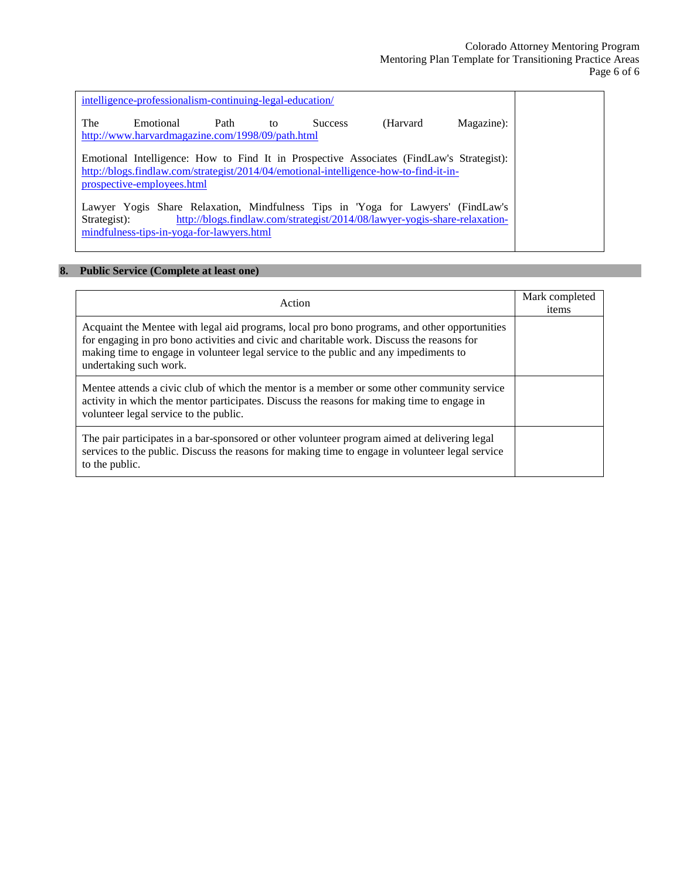| | |
|---|---|
| intelligence-professionalism-continuing-legal-education/<br><br>The Emotional Path to Success (Harvard Magazine): http://www.harvardmagazine.com/1998/09/path.html<br><br>Emotional Intelligence: How to Find It in Prospective Associates (FindLaw's Strategist): http://blogs.findlaw.com/strategist/2014/04/emotional-intelligence-how-to-find-it-in-prospective-employees.html<br><br>Lawyer Yogis Share Relaxation, Mindfulness Tips in 'Yoga for Lawyers' (FindLaw's Strategist): http://blogs.findlaw.com/strategist/2014/08/lawyer-yogis-share-relaxation-mindfulness-tips-in-yoga-for-lawyers.html | |

## 8. Public Service (Complete at least one)

| Action | Mark completed items |
|---|---|
| Acquaint the Mentee with legal aid programs, local pro bono programs, and other opportunities for engaging in pro bono activities and civic and charitable work. Discuss the reasons for making time to engage in volunteer legal service to the public and any impediments to undertaking such work. | |
| Mentee attends a civic club of which the mentor is a member or some other community service activity in which the mentor participates. Discuss the reasons for making time to engage in volunteer legal service to the public. | |
| The pair participates in a bar-sponsored or other volunteer program aimed at delivering legal services to the public. Discuss the reasons for making time to engage in volunteer legal service to the public. | |